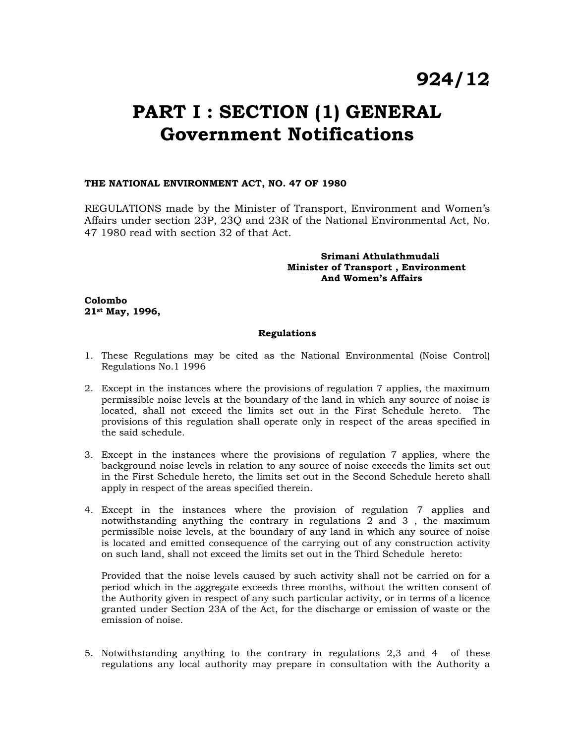# 924/12

# PART I : SECTION (1) GENERAL Government Notifications

**THE NATIONAL ENVIRONMENT ACT, NO. 47 OF 1980**

REGULATIONS made by the Minister of Transport, Environment and Women's Affairs under section 23P, 23Q and 23R of the National Environmental Act, No. 47 1980 read with section 32 of that Act.

**Srimani Athulathmudali**
**Minister of Transport , Environment**
**And Women's Affairs**

**Colombo**
**21st May, 1996,**

**Regulations**

1. These Regulations may be cited as the National Environmental (Noise Control) Regulations No.1 1996

2. Except in the instances where the provisions of regulation 7 applies, the maximum permissible noise levels at the boundary of the land in which any source of noise is located, shall not exceed the limits set out in the First Schedule hereto. The provisions of this regulation shall operate only in respect of the areas specified in the said schedule.

3. Except in the instances where the provisions of regulation 7 applies, where the background noise levels in relation to any source of noise exceeds the limits set out in the First Schedule hereto, the limits set out in the Second Schedule hereto shall apply in respect of the areas specified therein.

4. Except in the instances where the provision of regulation 7 applies and notwithstanding anything the contrary in regulations 2 and 3 , the maximum permissible noise levels, at the boundary of any land in which any source of noise is located and emitted consequence of the carrying out of any construction activity on such land, shall not exceed the limits set out in the Third Schedule hereto:

   Provided that the noise levels caused by such activity shall not be carried on for a period which in the aggregate exceeds three months, without the written consent of the Authority given in respect of any such particular activity, or in terms of a licence granted under Section 23A of the Act, for the discharge or emission of waste or the emission of noise.

5. Notwithstanding anything to the contrary in regulations 2,3 and 4 of these regulations any local authority may prepare in consultation with the Authority a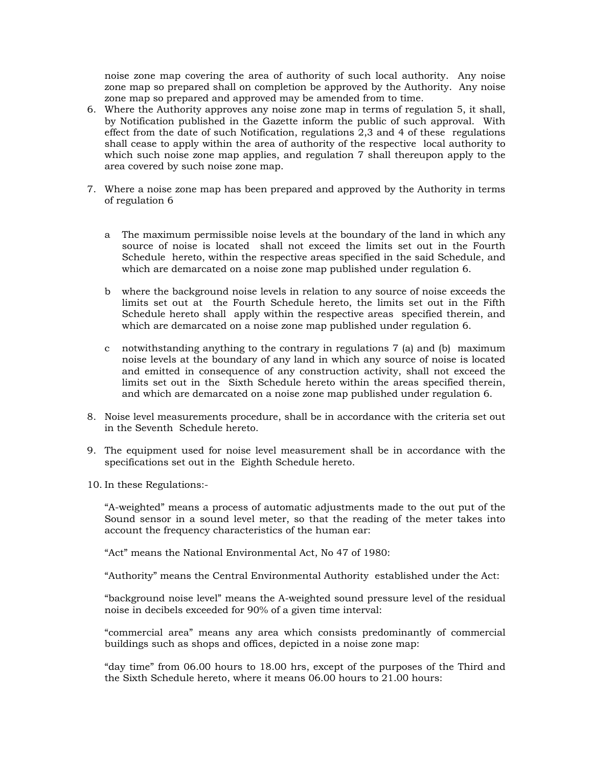noise zone map covering the area of authority of such local authority. Any noise zone map so prepared shall on completion be approved by the Authority. Any noise zone map so prepared and approved may be amended from to time.

6. Where the Authority approves any noise zone map in terms of regulation 5, it shall, by Notification published in the Gazette inform the public of such approval. With effect from the date of such Notification, regulations 2,3 and 4 of these regulations shall cease to apply within the area of authority of the respective local authority to which such noise zone map applies, and regulation 7 shall thereupon apply to the area covered by such noise zone map.

7. Where a noise zone map has been prepared and approved by the Authority in terms of regulation 6

   a The maximum permissible noise levels at the boundary of the land in which any source of noise is located shall not exceed the limits set out in the Fourth Schedule hereto, within the respective areas specified in the said Schedule, and which are demarcated on a noise zone map published under regulation 6.

   b where the background noise levels in relation to any source of noise exceeds the limits set out at the Fourth Schedule hereto, the limits set out in the Fifth Schedule hereto shall apply within the respective areas specified therein, and which are demarcated on a noise zone map published under regulation 6.

   c notwithstanding anything to the contrary in regulations 7 (a) and (b) maximum noise levels at the boundary of any land in which any source of noise is located and emitted in consequence of any construction activity, shall not exceed the limits set out in the Sixth Schedule hereto within the areas specified therein, and which are demarcated on a noise zone map published under regulation 6.

8. Noise level measurements procedure, shall be in accordance with the criteria set out in the Seventh Schedule hereto.

9. The equipment used for noise level measurement shall be in accordance with the specifications set out in the Eighth Schedule hereto.

10. In these Regulations:-

   "A-weighted" means a process of automatic adjustments made to the out put of the Sound sensor in a sound level meter, so that the reading of the meter takes into account the frequency characteristics of the human ear:

   "Act" means the National Environmental Act, No 47 of 1980:

   "Authority" means the Central Environmental Authority established under the Act:

   "background noise level" means the A-weighted sound pressure level of the residual noise in decibels exceeded for 90% of a given time interval:

   "commercial area" means any area which consists predominantly of commercial buildings such as shops and offices, depicted in a noise zone map:

   "day time" from 06.00 hours to 18.00 hrs, except of the purposes of the Third and the Sixth Schedule hereto, where it means 06.00 hours to 21.00 hours: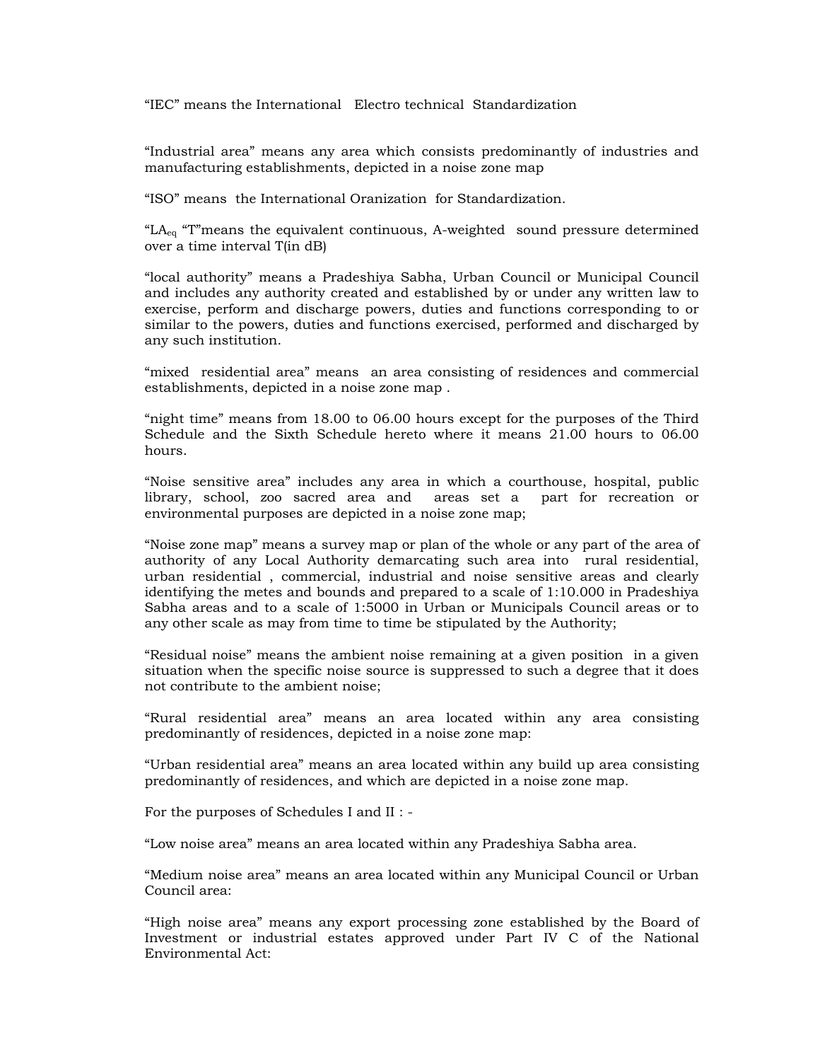"IEC" means the International Electro technical Standardization

"Industrial area" means any area which consists predominantly of industries and manufacturing establishments, depicted in a noise zone map

"ISO" means the International Oranization for Standardization.

"$LA_{eq}$ "T"means the equivalent continuous, A-weighted sound pressure determined over a time interval T(in dB)

"local authority" means a Pradeshiya Sabha, Urban Council or Municipal Council and includes any authority created and established by or under any written law to exercise, perform and discharge powers, duties and functions corresponding to or similar to the powers, duties and functions exercised, performed and discharged by any such institution.

"mixed residential area" means an area consisting of residences and commercial establishments, depicted in a noise zone map .

"night time" means from 18.00 to 06.00 hours except for the purposes of the Third Schedule and the Sixth Schedule hereto where it means 21.00 hours to 06.00 hours.

"Noise sensitive area" includes any area in which a courthouse, hospital, public library, school, zoo sacred area and areas set a part for recreation or environmental purposes are depicted in a noise zone map;

"Noise zone map" means a survey map or plan of the whole or any part of the area of authority of any Local Authority demarcating such area into rural residential, urban residential , commercial, industrial and noise sensitive areas and clearly identifying the metes and bounds and prepared to a scale of 1:10.000 in Pradeshiya Sabha areas and to a scale of 1:5000 in Urban or Municipals Council areas or to any other scale as may from time to time be stipulated by the Authority;

"Residual noise" means the ambient noise remaining at a given position in a given situation when the specific noise source is suppressed to such a degree that it does not contribute to the ambient noise;

"Rural residential area" means an area located within any area consisting predominantly of residences, depicted in a noise zone map:

"Urban residential area" means an area located within any build up area consisting predominantly of residences, and which are depicted in a noise zone map.

For the purposes of Schedules I and II : -

"Low noise area" means an area located within any Pradeshiya Sabha area.

"Medium noise area" means an area located within any Municipal Council or Urban Council area:

"High noise area" means any export processing zone established by the Board of Investment or industrial estates approved under Part IV C of the National Environmental Act: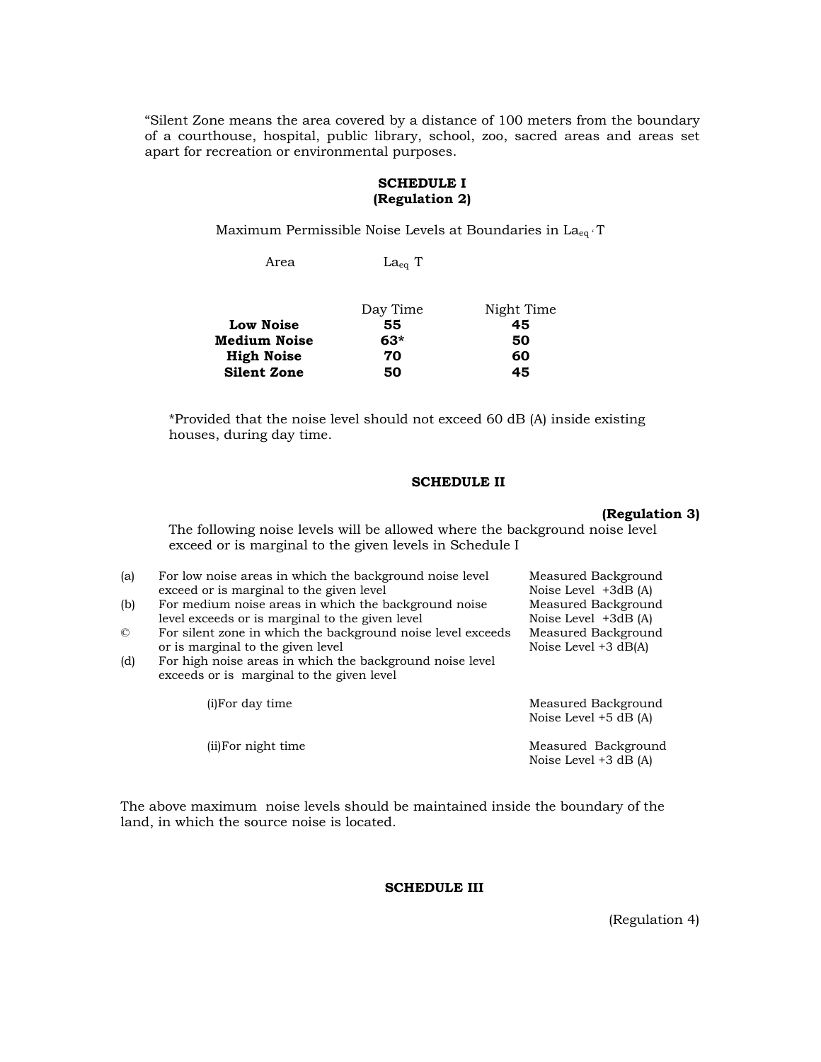"Silent Zone means the area covered by a distance of 100 meters from the boundary of a courthouse, hospital, public library, school, zoo, sacred areas and areas set apart for recreation or environmental purposes.

**SCHEDULE I**
**(Regulation 2)**

Maximum Permissible Noise Levels at Boundaries in $La_{eq}$, T

| Area | $La_{eq}$ T | |
|---|---|---|
| | Day Time | Night Time |
| **Low Noise** | **55** | **45** |
| **Medium Noise** | **63*** | **50** |
| **High Noise** | **70** | **60** |
| **Silent Zone** | **50** | **45** |

*Provided that the noise level should not exceed 60 dB (A) inside existing houses, during day time.

**SCHEDULE II**

**(Regulation 3)**

The following noise levels will be allowed where the background noise level exceed or is marginal to the given levels in Schedule I

| | | |
|---|---|---|
| (a) | For low noise areas in which the background noise level exceed or is marginal to the given level | Measured Background Noise Level +3dB (A) |
| (b) | For medium noise areas in which the background noise level exceeds or is marginal to the given level | Measured Background Noise Level +3dB (A) |
| © | For silent zone in which the background noise level exceeds or is marginal to the given level | Measured Background Noise Level +3 dB(A) |
| (d) | For high noise areas in which the background noise level exceeds or is marginal to the given level | |
| | (i)For day time | Measured Background Noise Level +5 dB (A) |
| | (ii)For night time | Measured Background Noise Level +3 dB (A) |

The above maximum noise levels should be maintained inside the boundary of the land, in which the source noise is located.

**SCHEDULE III**

(Regulation 4)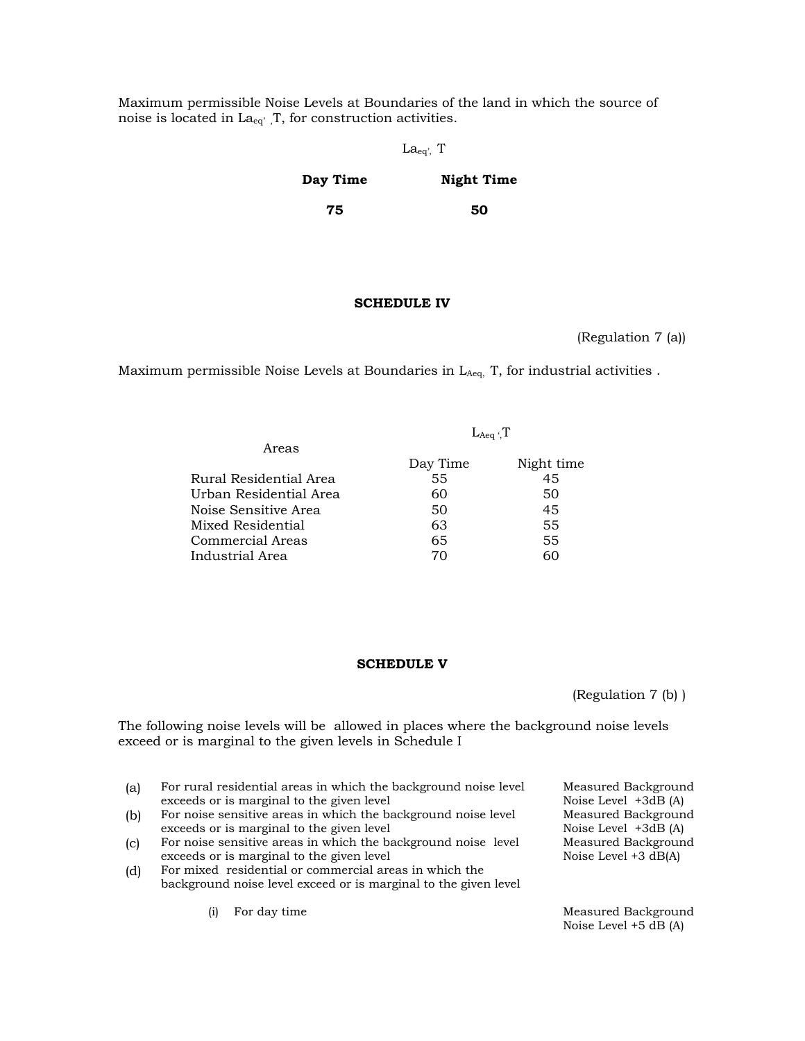Maximum permissible Noise Levels at Boundaries of the land in which the source of noise is located in $La_{eq'}$ ,T, for construction activities.

| $La_{eq'}$, T | |
|---|---|
| **Day Time** | **Night Time** |
| **75** | **50** |

## SCHEDULE IV

(Regulation 7 (a))

Maximum permissible Noise Levels at Boundaries in $L_{Aeq,}$ T, for industrial activities .

| Areas | $L_{Aeq}$ ,T | |
|---|---|---|
| | Day Time | Night time |
| Rural Residential Area | 55 | 45 |
| Urban Residential Area | 60 | 50 |
| Noise Sensitive Area | 50 | 45 |
| Mixed Residential | 63 | 55 |
| Commercial Areas | 65 | 55 |
| Industrial Area | 70 | 60 |

## SCHEDULE V

(Regulation 7 (b) )

The following noise levels will be allowed in places where the background noise levels exceed or is marginal to the given levels in Schedule I

| | | |
|---|---|---|
| (a) | For rural residential areas in which the background noise level exceeds or is marginal to the given level | Measured Background Noise Level +3dB (A) |
| (b) | For noise sensitive areas in which the background noise level exceeds or is marginal to the given level | Measured Background Noise Level +3dB (A) |
| (c) | For noise sensitive areas in which the background noise level exceeds or is marginal to the given level | Measured Background Noise Level +3 dB(A) |
| (d) | For mixed residential or commercial areas in which the background noise level exceed or is marginal to the given level | |
| | (i) For day time | Measured Background Noise Level +5 dB (A) |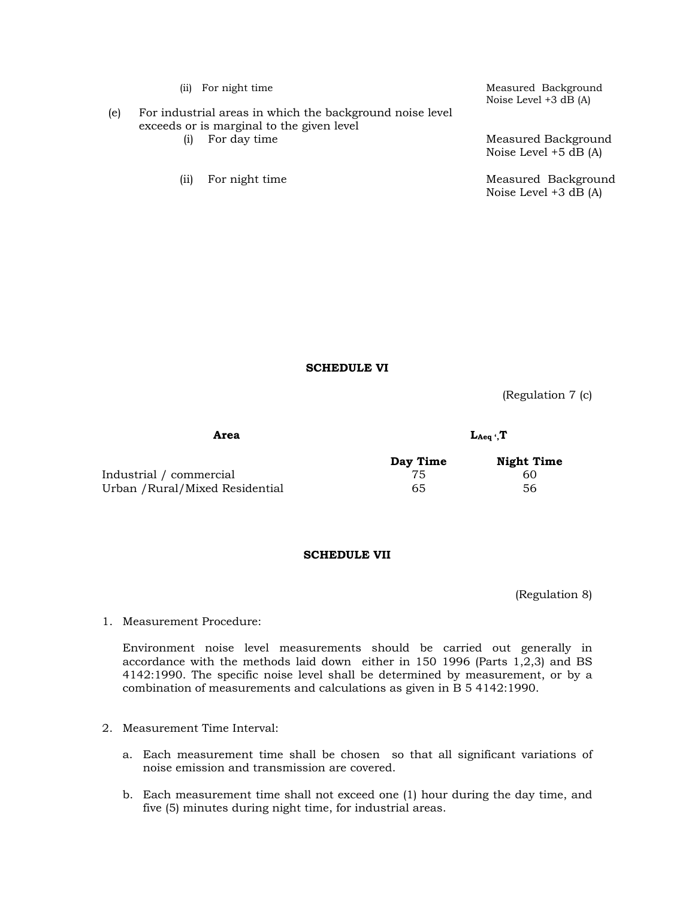(ii) For night time — Measured Background Noise Level +3 dB (A)

(e) For industrial areas in which the background noise level exceeds or is marginal to the given level

(i) For day time — Measured Background Noise Level +5 dB (A)

(ii) For night time — Measured Background Noise Level +3 dB (A)

## SCHEDULE VI

(Regulation 7 (c)

| Area | $L_{Aeq}$ ',T | |
|---|---|---|
| | **Day Time** | **Night Time** |
| Industrial / commercial | 75 | 60 |
| Urban /Rural/Mixed Residential | 65 | 56 |

## SCHEDULE VII

(Regulation 8)

1. Measurement Procedure:

   Environment noise level measurements should be carried out generally in accordance with the methods laid down either in 150 1996 (Parts 1,2,3) and BS 4142:1990. The specific noise level shall be determined by measurement, or by a combination of measurements and calculations as given in B 5 4142:1990.

2. Measurement Time Interval:

   a. Each measurement time shall be chosen so that all significant variations of noise emission and transmission are covered.

   b. Each measurement time shall not exceed one (1) hour during the day time, and five (5) minutes during night time, for industrial areas.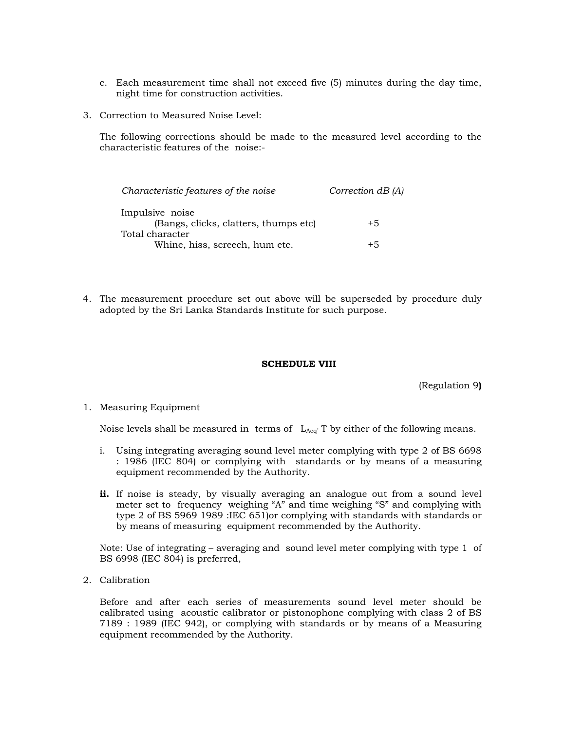c. Each measurement time shall not exceed five (5) minutes during the day time, night time for construction activities.

3. Correction to Measured Noise Level:

   The following corrections should be made to the measured level according to the characteristic features of the noise:-

| *Characteristic features of the noise* | *Correction dB (A)* |
|---|---|
| Impulsive noise (Bangs, clicks, clatters, thumps etc) | +5 |
| Total character Whine, hiss, screech, hum etc. | +5 |

4. The measurement procedure set out above will be superseded by procedure duly adopted by the Sri Lanka Standards Institute for such purpose.

## SCHEDULE VIII

(Regulation 9**)**

1. Measuring Equipment

   Noise levels shall be measured in terms of $L_{Aeq'}$ T by either of the following means.

   i. Using integrating averaging sound level meter complying with type 2 of BS 6698 : 1986 (IEC 804) or complying with standards or by means of a measuring equipment recommended by the Authority.

   **ii.** If noise is steady, by visually averaging an analogue out from a sound level meter set to frequency weighing "A" and time weighing "S" and complying with type 2 of BS 5969 1989 :IEC 651)or complying with standards with standards or by means of measuring equipment recommended by the Authority.

   Note: Use of integrating – averaging and sound level meter complying with type 1 of BS 6998 (IEC 804) is preferred,

2. Calibration

   Before and after each series of measurements sound level meter should be calibrated using acoustic calibrator or pistonophone complying with class 2 of BS 7189 : 1989 (IEC 942), or complying with standards or by means of a Measuring equipment recommended by the Authority.